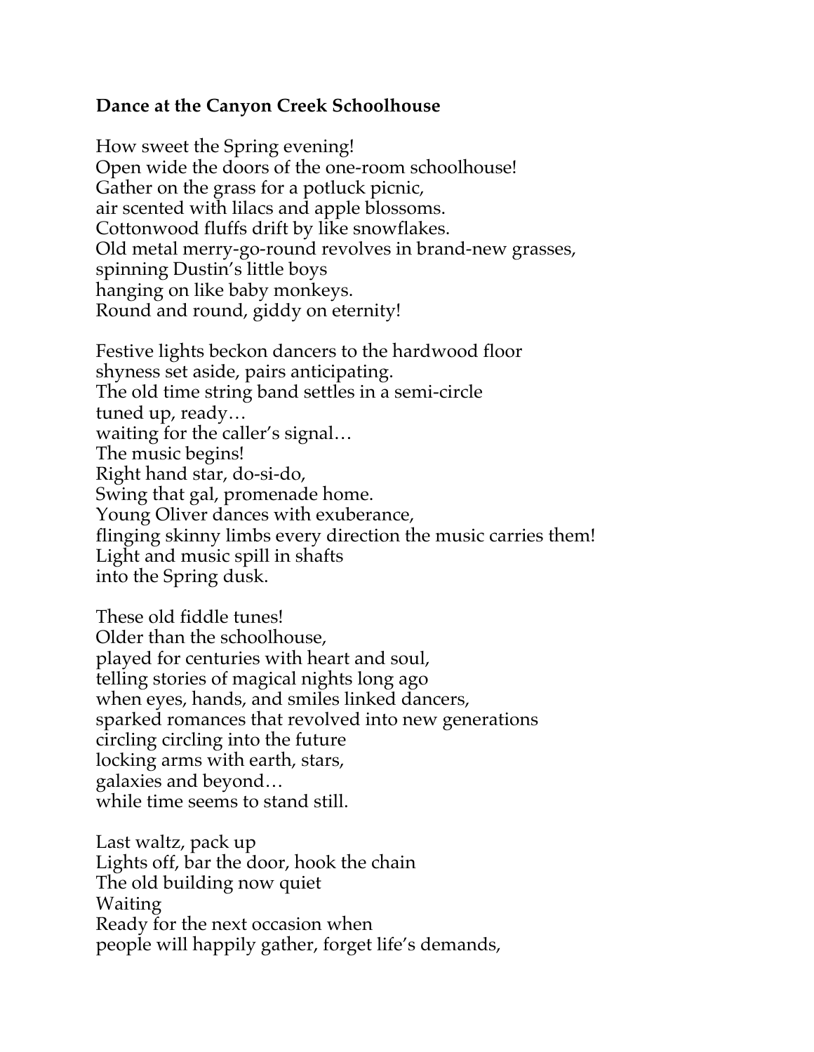**Dance at the Canyon Creek Schoolhouse**

How sweet the Spring evening!  
Open wide the doors of the one-room schoolhouse!  
Gather on the grass for a potluck picnic,  
air scented with lilacs and apple blossoms.  
Cottonwood fluffs drift by like snowflakes.  
Old metal merry-go-round revolves in brand-new grasses,  
spinning Dustin's little boys  
hanging on like baby monkeys.  
Round and round, giddy on eternity!

Festive lights beckon dancers to the hardwood floor  
shyness set aside, pairs anticipating.  
The old time string band settles in a semi-circle  
tuned up, ready…  
waiting for the caller's signal…  
The music begins!  
Right hand star, do-si-do,  
Swing that gal, promenade home.  
Young Oliver dances with exuberance,  
flinging skinny limbs every direction the music carries them!  
Light and music spill in shafts  
into the Spring dusk.

These old fiddle tunes!  
Older than the schoolhouse,  
played for centuries with heart and soul,  
telling stories of magical nights long ago  
when eyes, hands, and smiles linked dancers,  
sparked romances that revolved into new generations  
circling circling into the future  
locking arms with earth, stars,  
galaxies and beyond…  
while time seems to stand still.

Last waltz, pack up  
Lights off, bar the door, hook the chain  
The old building now quiet  
Waiting  
Ready for the next occasion when  
people will happily gather, forget life's demands,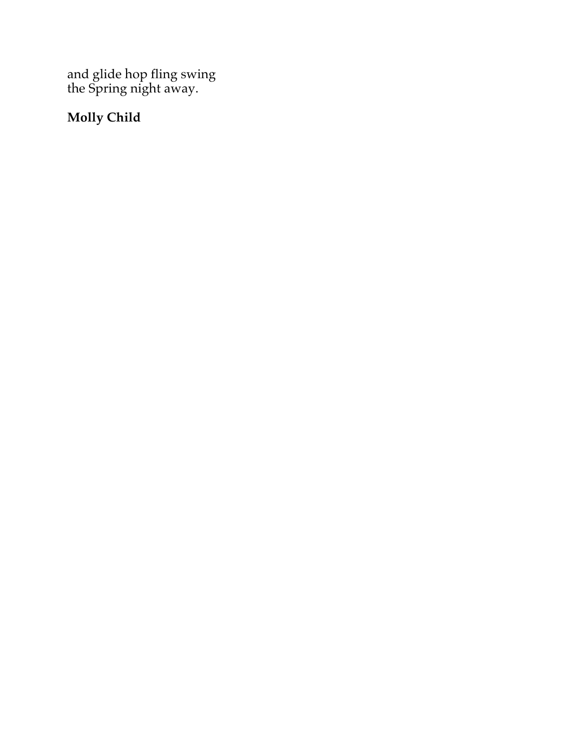and glide hop fling swing
the Spring night away.

**Molly Child**